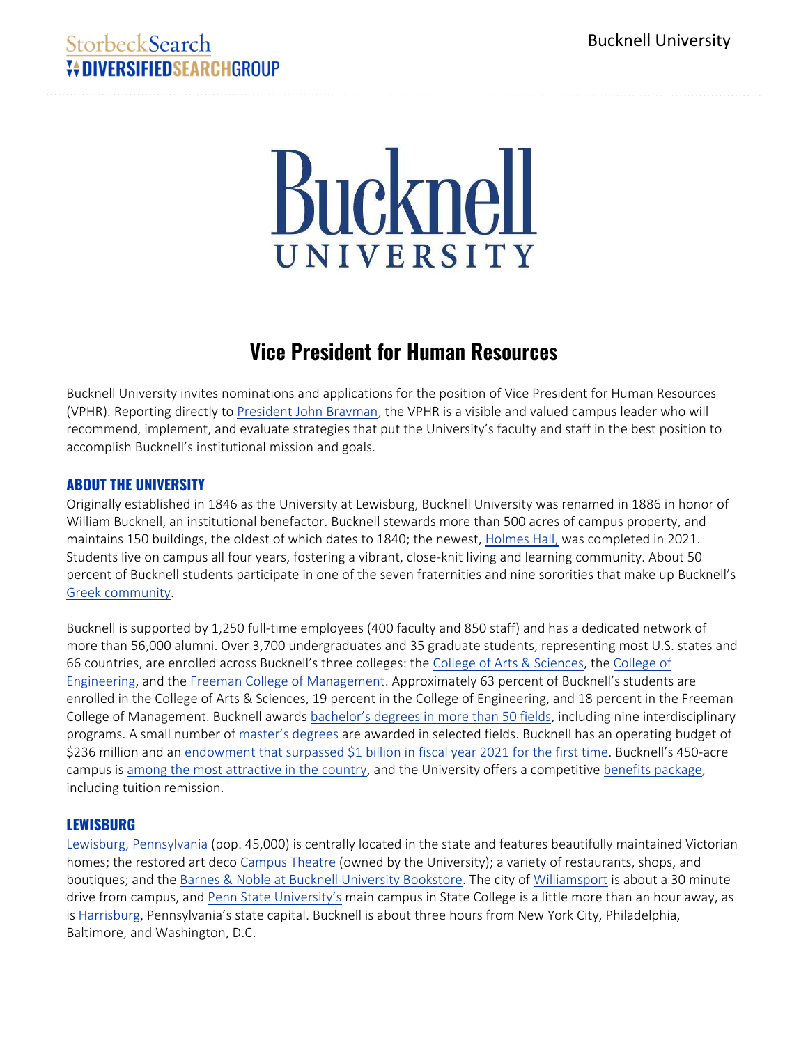# Vice President for Human Resources

Bucknell University invites nominations and applications for the position of Vice President for Human Resources (VPHR). Reporting directly to President John Bravman, the VPHR is a visible and valued campus leader who will recommend, implement, and evaluate strategies that put the University's faculty and staff in the best position to accomplish Bucknell's institutional mission and goals.

## ABOUT THE UNIVERSITY

Originally established in 1846 as the University at Lewisburg, Bucknell University was renamed in 1886 in honor of William Bucknell, an institutional benefactor. Bucknell stewards more than 500 acres of campus property, and maintains 150 buildings, the oldest of which dates to 1840; the newest, Holmes Hall, was completed in 2021. Students live on campus all four years, fostering a vibrant, close-knit living and learning community. About 50 percent of Bucknell students participate in one of the seven fraternities and nine sororities that make up Bucknell's Greek community.

Bucknell is supported by 1,250 full-time employees (400 faculty and 850 staff) and has a dedicated network of more than 56,000 alumni. Over 3,700 undergraduates and 35 graduate students, representing most U.S. states and 66 countries, are enrolled across Bucknell's three colleges: the College of Arts & Sciences, the College of Engineering, and the Freeman College of Management. Approximately 63 percent of Bucknell's students are enrolled in the College of Arts & Sciences, 19 percent in the College of Engineering, and 18 percent in the Freeman College of Management. Bucknell awards bachelor's degrees in more than 50 fields, including nine interdisciplinary programs. A small number of master's degrees are awarded in selected fields. Bucknell has an operating budget of $236 million and an endowment that surpassed $1 billion in fiscal year 2021 for the first time. Bucknell's 450-acre campus is among the most attractive in the country, and the University offers a competitive benefits package, including tuition remission.

## LEWISBURG

Lewisburg, Pennsylvania (pop. 45,000) is centrally located in the state and features beautifully maintained Victorian homes; the restored art deco Campus Theatre (owned by the University); a variety of restaurants, shops, and boutiques; and the Barnes & Noble at Bucknell University Bookstore. The city of Williamsport is about a 30 minute drive from campus, and Penn State University's main campus in State College is a little more than an hour away, as is Harrisburg, Pennsylvania's state capital. Bucknell is about three hours from New York City, Philadelphia, Baltimore, and Washington, D.C.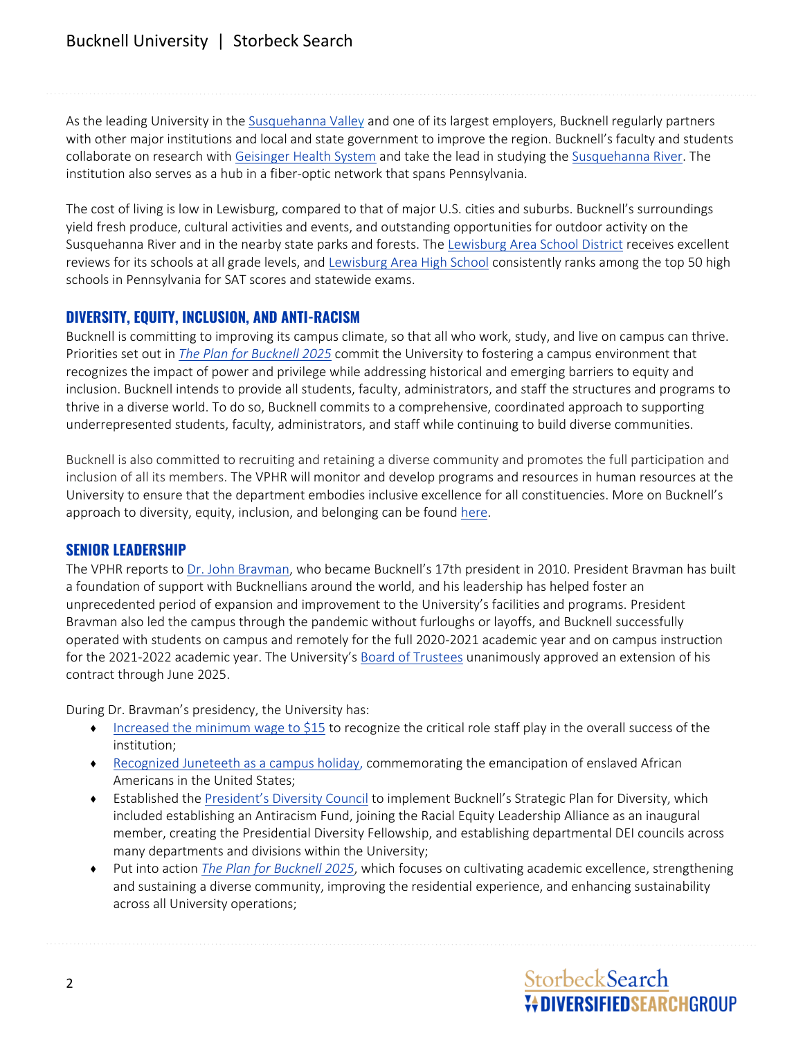As the leading University in the Susquehanna Valley and one of its largest employers, Bucknell regularly partners with other major institutions and local and state government to improve the region. Bucknell's faculty and students collaborate on research with Geisinger Health System and take the lead in studying the Susquehanna River. The institution also serves as a hub in a fiber-optic network that spans Pennsylvania.

The cost of living is low in Lewisburg, compared to that of major U.S. cities and suburbs. Bucknell's surroundings yield fresh produce, cultural activities and events, and outstanding opportunities for outdoor activity on the Susquehanna River and in the nearby state parks and forests. The Lewisburg Area School District receives excellent reviews for its schools at all grade levels, and Lewisburg Area High School consistently ranks among the top 50 high schools in Pennsylvania for SAT scores and statewide exams.

## DIVERSITY, EQUITY, INCLUSION, AND ANTI-RACISM

Bucknell is committing to improving its campus climate, so that all who work, study, and live on campus can thrive. Priorities set out in *The Plan for Bucknell 2025* commit the University to fostering a campus environment that recognizes the impact of power and privilege while addressing historical and emerging barriers to equity and inclusion. Bucknell intends to provide all students, faculty, administrators, and staff the structures and programs to thrive in a diverse world. To do so, Bucknell commits to a comprehensive, coordinated approach to supporting underrepresented students, faculty, administrators, and staff while continuing to build diverse communities.

Bucknell is also committed to recruiting and retaining a diverse community and promotes the full participation and inclusion of all its members. The VPHR will monitor and develop programs and resources in human resources at the University to ensure that the department embodies inclusive excellence for all constituencies. More on Bucknell's approach to diversity, equity, inclusion, and belonging can be found here.

## SENIOR LEADERSHIP

The VPHR reports to Dr. John Bravman, who became Bucknell's 17th president in 2010. President Bravman has built a foundation of support with Bucknellians around the world, and his leadership has helped foster an unprecedented period of expansion and improvement to the University's facilities and programs. President Bravman also led the campus through the pandemic without furloughs or layoffs, and Bucknell successfully operated with students on campus and remotely for the full 2020-2021 academic year and on campus instruction for the 2021-2022 academic year. The University's Board of Trustees unanimously approved an extension of his contract through June 2025.

During Dr. Bravman's presidency, the University has:

- Increased the minimum wage to $15 to recognize the critical role staff play in the overall success of the institution;
- Recognized Juneteeth as a campus holiday, commemorating the emancipation of enslaved African Americans in the United States;
- Established the President's Diversity Council to implement Bucknell's Strategic Plan for Diversity, which included establishing an Antiracism Fund, joining the Racial Equity Leadership Alliance as an inaugural member, creating the Presidential Diversity Fellowship, and establishing departmental DEI councils across many departments and divisions within the University;
- Put into action *The Plan for Bucknell 2025*, which focuses on cultivating academic excellence, strengthening and sustaining a diverse community, improving the residential experience, and enhancing sustainability across all University operations;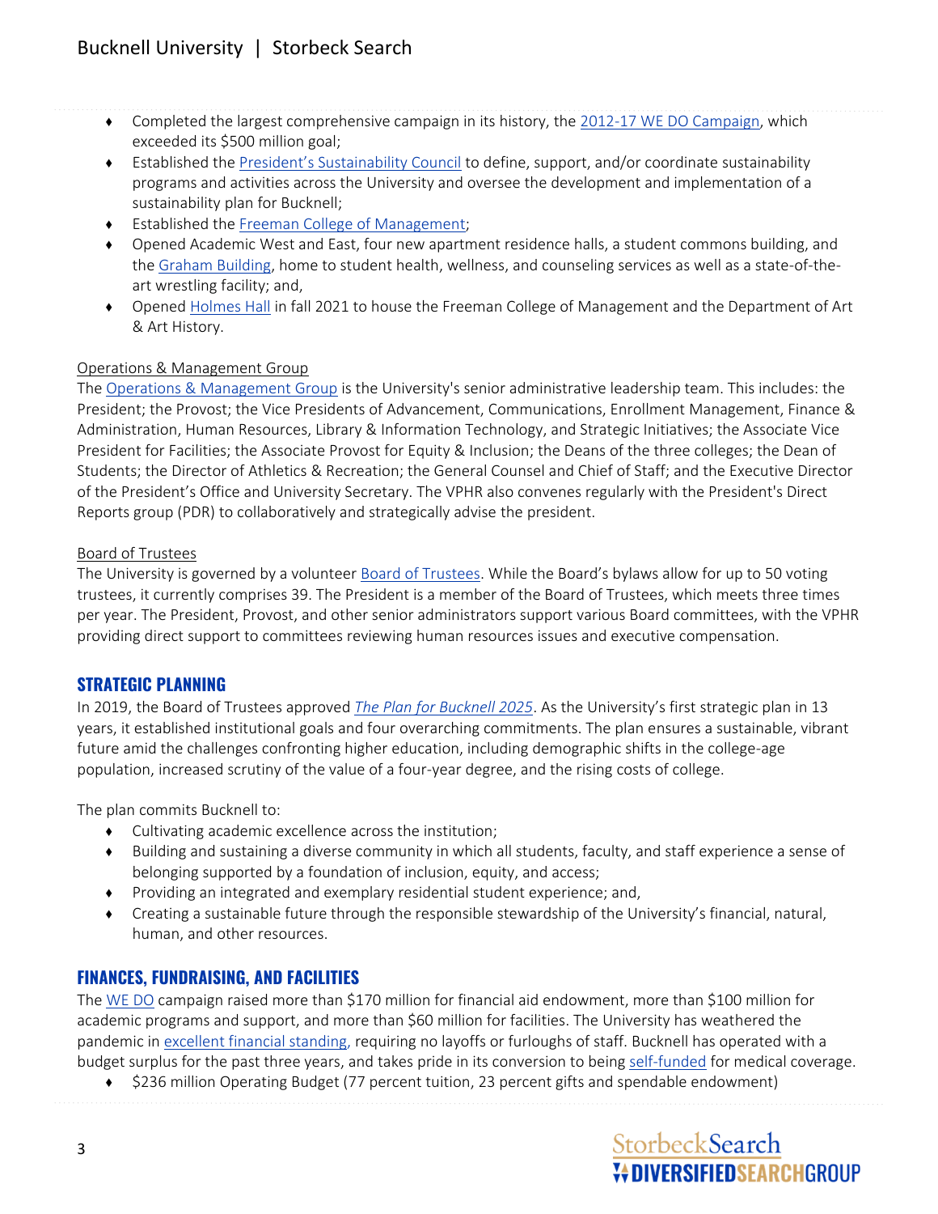- Completed the largest comprehensive campaign in its history, the 2012-17 WE DO Campaign, which exceeded its $500 million goal;
- Established the President's Sustainability Council to define, support, and/or coordinate sustainability programs and activities across the University and oversee the development and implementation of a sustainability plan for Bucknell;
- Established the Freeman College of Management;
- Opened Academic West and East, four new apartment residence halls, a student commons building, and the Graham Building, home to student health, wellness, and counseling services as well as a state-of-the-art wrestling facility; and,
- Opened Holmes Hall in fall 2021 to house the Freeman College of Management and the Department of Art & Art History.

Operations & Management Group

The Operations & Management Group is the University's senior administrative leadership team. This includes: the President; the Provost; the Vice Presidents of Advancement, Communications, Enrollment Management, Finance & Administration, Human Resources, Library & Information Technology, and Strategic Initiatives; the Associate Vice President for Facilities; the Associate Provost for Equity & Inclusion; the Deans of the three colleges; the Dean of Students; the Director of Athletics & Recreation; the General Counsel and Chief of Staff; and the Executive Director of the President's Office and University Secretary. The VPHR also convenes regularly with the President's Direct Reports group (PDR) to collaboratively and strategically advise the president.

Board of Trustees

The University is governed by a volunteer Board of Trustees. While the Board's bylaws allow for up to 50 voting trustees, it currently comprises 39. The President is a member of the Board of Trustees, which meets three times per year. The President, Provost, and other senior administrators support various Board committees, with the VPHR providing direct support to committees reviewing human resources issues and executive compensation.

## STRATEGIC PLANNING

In 2019, the Board of Trustees approved *The Plan for Bucknell 2025*. As the University's first strategic plan in 13 years, it established institutional goals and four overarching commitments. The plan ensures a sustainable, vibrant future amid the challenges confronting higher education, including demographic shifts in the college-age population, increased scrutiny of the value of a four-year degree, and the rising costs of college.

The plan commits Bucknell to:

- Cultivating academic excellence across the institution;
- Building and sustaining a diverse community in which all students, faculty, and staff experience a sense of belonging supported by a foundation of inclusion, equity, and access;
- Providing an integrated and exemplary residential student experience; and,
- Creating a sustainable future through the responsible stewardship of the University's financial, natural, human, and other resources.

## FINANCES, FUNDRAISING, AND FACILITIES

The WE DO campaign raised more than $170 million for financial aid endowment, more than $100 million for academic programs and support, and more than $60 million for facilities. The University has weathered the pandemic in excellent financial standing, requiring no layoffs or furloughs of staff. Bucknell has operated with a budget surplus for the past three years, and takes pride in its conversion to being self-funded for medical coverage.

- $236 million Operating Budget (77 percent tuition, 23 percent gifts and spendable endowment)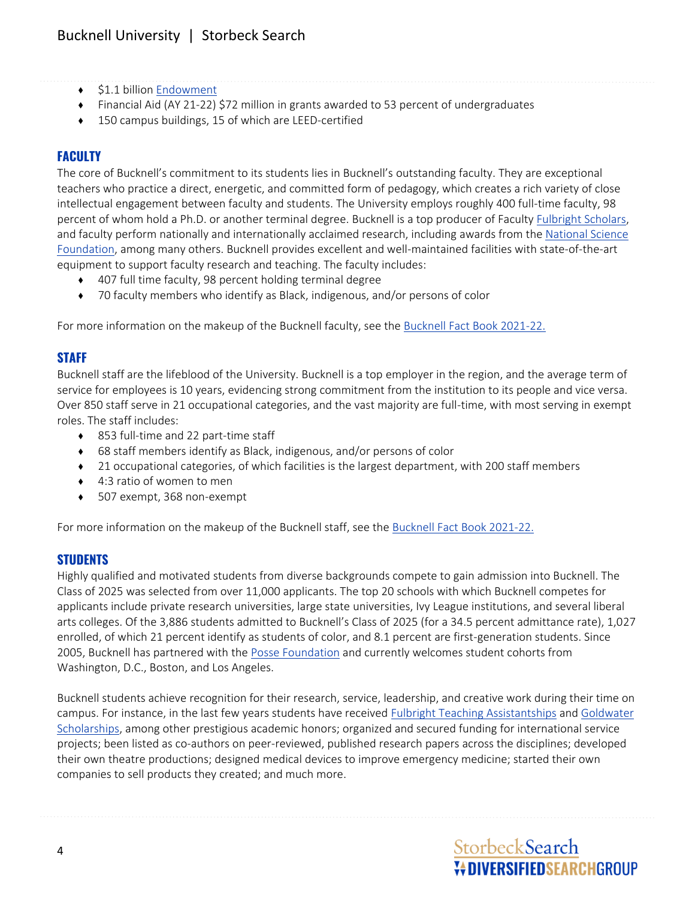- $1.1 billion [Endowment]
- Financial Aid (AY 21-22) $72 million in grants awarded to 53 percent of undergraduates
- 150 campus buildings, 15 of which are LEED-certified

## FACULTY

The core of Bucknell's commitment to its students lies in Bucknell's outstanding faculty. They are exceptional teachers who practice a direct, energetic, and committed form of pedagogy, which creates a rich variety of close intellectual engagement between faculty and students. The University employs roughly 400 full-time faculty, 98 percent of whom hold a Ph.D. or another terminal degree. Bucknell is a top producer of Faculty Fulbright Scholars, and faculty perform nationally and internationally acclaimed research, including awards from the National Science Foundation, among many others. Bucknell provides excellent and well-maintained facilities with state-of-the-art equipment to support faculty research and teaching. The faculty includes:

- 407 full time faculty, 98 percent holding terminal degree
- 70 faculty members who identify as Black, indigenous, and/or persons of color

For more information on the makeup of the Bucknell faculty, see the Bucknell Fact Book 2021-22.

## STAFF

Bucknell staff are the lifeblood of the University. Bucknell is a top employer in the region, and the average term of service for employees is 10 years, evidencing strong commitment from the institution to its people and vice versa. Over 850 staff serve in 21 occupational categories, and the vast majority are full-time, with most serving in exempt roles. The staff includes:

- 853 full-time and 22 part-time staff
- 68 staff members identify as Black, indigenous, and/or persons of color
- 21 occupational categories, of which facilities is the largest department, with 200 staff members
- 4:3 ratio of women to men
- 507 exempt, 368 non-exempt

For more information on the makeup of the Bucknell staff, see the Bucknell Fact Book 2021-22.

## STUDENTS

Highly qualified and motivated students from diverse backgrounds compete to gain admission into Bucknell. The Class of 2025 was selected from over 11,000 applicants. The top 20 schools with which Bucknell competes for applicants include private research universities, large state universities, Ivy League institutions, and several liberal arts colleges. Of the 3,886 students admitted to Bucknell's Class of 2025 (for a 34.5 percent admittance rate), 1,027 enrolled, of which 21 percent identify as students of color, and 8.1 percent are first-generation students. Since 2005, Bucknell has partnered with the Posse Foundation and currently welcomes student cohorts from Washington, D.C., Boston, and Los Angeles.

Bucknell students achieve recognition for their research, service, leadership, and creative work during their time on campus. For instance, in the last few years students have received Fulbright Teaching Assistantships and Goldwater Scholarships, among other prestigious academic honors; organized and secured funding for international service projects; been listed as co-authors on peer-reviewed, published research papers across the disciplines; developed their own theatre productions; designed medical devices to improve emergency medicine; started their own companies to sell products they created; and much more.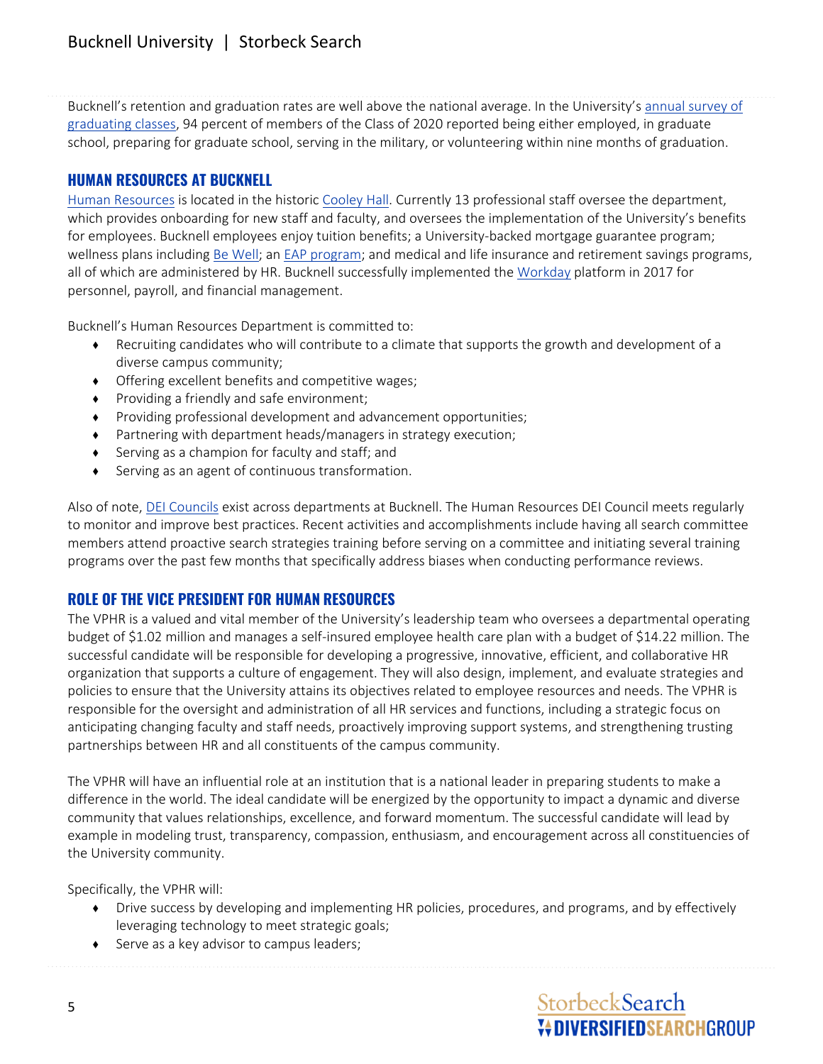Bucknell's retention and graduation rates are well above the national average. In the University's annual survey of graduating classes, 94 percent of members of the Class of 2020 reported being either employed, in graduate school, preparing for graduate school, serving in the military, or volunteering within nine months of graduation.

## HUMAN RESOURCES AT BUCKNELL

Human Resources is located in the historic Cooley Hall. Currently 13 professional staff oversee the department, which provides onboarding for new staff and faculty, and oversees the implementation of the University's benefits for employees. Bucknell employees enjoy tuition benefits; a University-backed mortgage guarantee program; wellness plans including Be Well; an EAP program; and medical and life insurance and retirement savings programs, all of which are administered by HR. Bucknell successfully implemented the Workday platform in 2017 for personnel, payroll, and financial management.

Bucknell's Human Resources Department is committed to:

- Recruiting candidates who will contribute to a climate that supports the growth and development of a diverse campus community;
- Offering excellent benefits and competitive wages;
- Providing a friendly and safe environment;
- Providing professional development and advancement opportunities;
- Partnering with department heads/managers in strategy execution;
- Serving as a champion for faculty and staff; and
- Serving as an agent of continuous transformation.

Also of note, DEI Councils exist across departments at Bucknell. The Human Resources DEI Council meets regularly to monitor and improve best practices. Recent activities and accomplishments include having all search committee members attend proactive search strategies training before serving on a committee and initiating several training programs over the past few months that specifically address biases when conducting performance reviews.

## ROLE OF THE VICE PRESIDENT FOR HUMAN RESOURCES

The VPHR is a valued and vital member of the University's leadership team who oversees a departmental operating budget of $1.02 million and manages a self-insured employee health care plan with a budget of $14.22 million. The successful candidate will be responsible for developing a progressive, innovative, efficient, and collaborative HR organization that supports a culture of engagement. They will also design, implement, and evaluate strategies and policies to ensure that the University attains its objectives related to employee resources and needs. The VPHR is responsible for the oversight and administration of all HR services and functions, including a strategic focus on anticipating changing faculty and staff needs, proactively improving support systems, and strengthening trusting partnerships between HR and all constituents of the campus community.

The VPHR will have an influential role at an institution that is a national leader in preparing students to make a difference in the world. The ideal candidate will be energized by the opportunity to impact a dynamic and diverse community that values relationships, excellence, and forward momentum. The successful candidate will lead by example in modeling trust, transparency, compassion, enthusiasm, and encouragement across all constituencies of the University community.

Specifically, the VPHR will:

- Drive success by developing and implementing HR policies, procedures, and programs, and by effectively leveraging technology to meet strategic goals;
- Serve as a key advisor to campus leaders;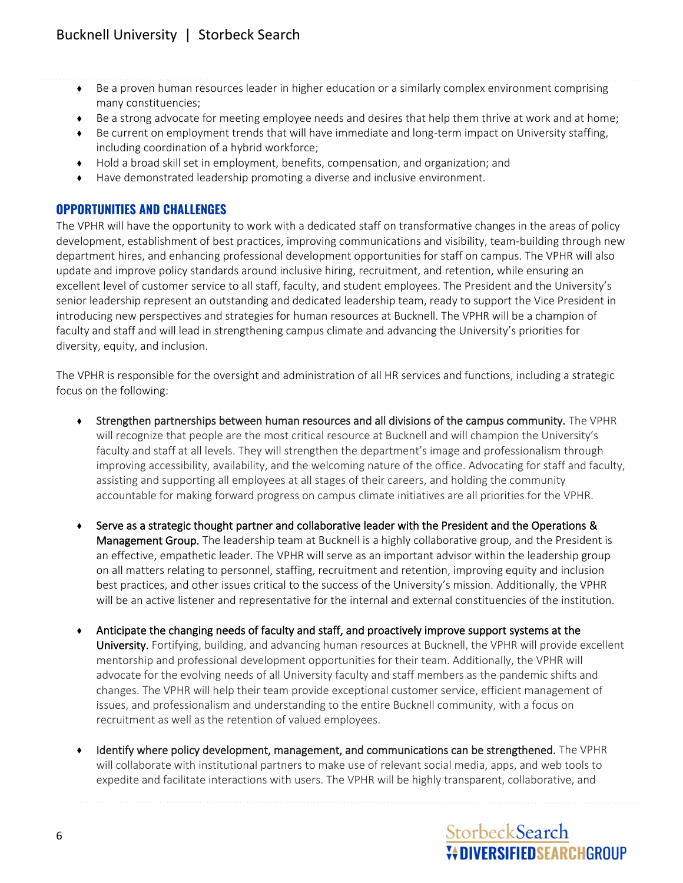- Be a proven human resources leader in higher education or a similarly complex environment comprising many constituencies;
- Be a strong advocate for meeting employee needs and desires that help them thrive at work and at home;
- Be current on employment trends that will have immediate and long-term impact on University staffing, including coordination of a hybrid workforce;
- Hold a broad skill set in employment, benefits, compensation, and organization; and
- Have demonstrated leadership promoting a diverse and inclusive environment.

## OPPORTUNITIES AND CHALLENGES

The VPHR will have the opportunity to work with a dedicated staff on transformative changes in the areas of policy development, establishment of best practices, improving communications and visibility, team-building through new department hires, and enhancing professional development opportunities for staff on campus. The VPHR will also update and improve policy standards around inclusive hiring, recruitment, and retention, while ensuring an excellent level of customer service to all staff, faculty, and student employees. The President and the University's senior leadership represent an outstanding and dedicated leadership team, ready to support the Vice President in introducing new perspectives and strategies for human resources at Bucknell. The VPHR will be a champion of faculty and staff and will lead in strengthening campus climate and advancing the University's priorities for diversity, equity, and inclusion.

The VPHR is responsible for the oversight and administration of all HR services and functions, including a strategic focus on the following:

- **Strengthen partnerships between human resources and all divisions of the campus community.** The VPHR will recognize that people are the most critical resource at Bucknell and will champion the University's faculty and staff at all levels. They will strengthen the department's image and professionalism through improving accessibility, availability, and the welcoming nature of the office. Advocating for staff and faculty, assisting and supporting all employees at all stages of their careers, and holding the community accountable for making forward progress on campus climate initiatives are all priorities for the VPHR.

- **Serve as a strategic thought partner and collaborative leader with the President and the Operations & Management Group.** The leadership team at Bucknell is a highly collaborative group, and the President is an effective, empathetic leader. The VPHR will serve as an important advisor within the leadership group on all matters relating to personnel, staffing, recruitment and retention, improving equity and inclusion best practices, and other issues critical to the success of the University's mission. Additionally, the VPHR will be an active listener and representative for the internal and external constituencies of the institution.

- **Anticipate the changing needs of faculty and staff, and proactively improve support systems at the University.** Fortifying, building, and advancing human resources at Bucknell, the VPHR will provide excellent mentorship and professional development opportunities for their team. Additionally, the VPHR will advocate for the evolving needs of all University faculty and staff members as the pandemic shifts and changes. The VPHR will help their team provide exceptional customer service, efficient management of issues, and professionalism and understanding to the entire Bucknell community, with a focus on recruitment as well as the retention of valued employees.

- **Identify where policy development, management, and communications can be strengthened.** The VPHR will collaborate with institutional partners to make use of relevant social media, apps, and web tools to expedite and facilitate interactions with users. The VPHR will be highly transparent, collaborative, and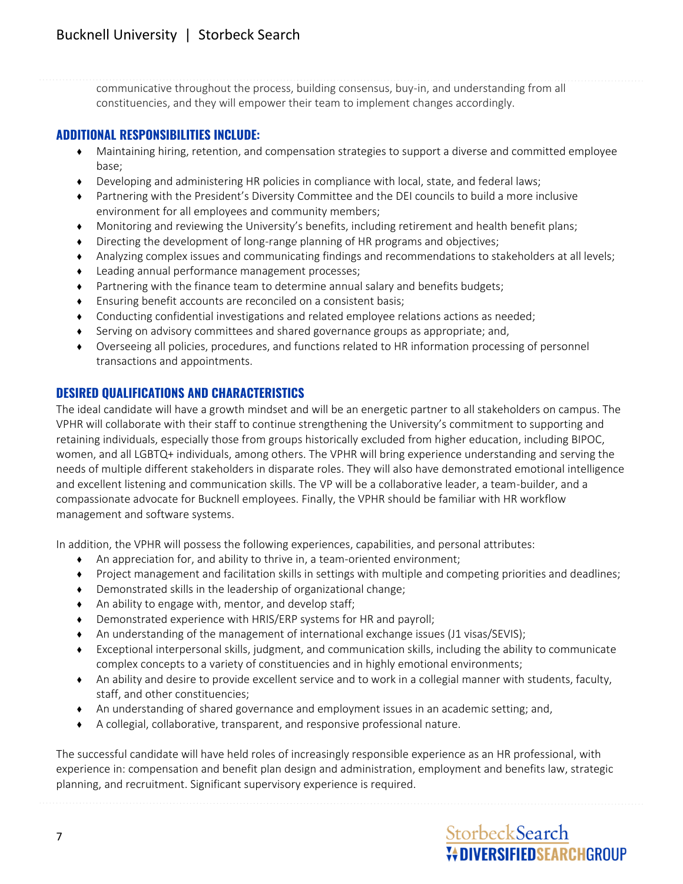communicative throughout the process, building consensus, buy-in, and understanding from all constituencies, and they will empower their team to implement changes accordingly.

## ADDITIONAL RESPONSIBILITIES INCLUDE:

- Maintaining hiring, retention, and compensation strategies to support a diverse and committed employee base;
- Developing and administering HR policies in compliance with local, state, and federal laws;
- Partnering with the President's Diversity Committee and the DEI councils to build a more inclusive environment for all employees and community members;
- Monitoring and reviewing the University's benefits, including retirement and health benefit plans;
- Directing the development of long-range planning of HR programs and objectives;
- Analyzing complex issues and communicating findings and recommendations to stakeholders at all levels;
- Leading annual performance management processes;
- Partnering with the finance team to determine annual salary and benefits budgets;
- Ensuring benefit accounts are reconciled on a consistent basis;
- Conducting confidential investigations and related employee relations actions as needed;
- Serving on advisory committees and shared governance groups as appropriate; and,
- Overseeing all policies, procedures, and functions related to HR information processing of personnel transactions and appointments.

## DESIRED QUALIFICATIONS AND CHARACTERISTICS

The ideal candidate will have a growth mindset and will be an energetic partner to all stakeholders on campus. The VPHR will collaborate with their staff to continue strengthening the University's commitment to supporting and retaining individuals, especially those from groups historically excluded from higher education, including BIPOC, women, and all LGBTQ+ individuals, among others. The VPHR will bring experience understanding and serving the needs of multiple different stakeholders in disparate roles. They will also have demonstrated emotional intelligence and excellent listening and communication skills. The VP will be a collaborative leader, a team-builder, and a compassionate advocate for Bucknell employees. Finally, the VPHR should be familiar with HR workflow management and software systems.

In addition, the VPHR will possess the following experiences, capabilities, and personal attributes:

- An appreciation for, and ability to thrive in, a team-oriented environment;
- Project management and facilitation skills in settings with multiple and competing priorities and deadlines;
- Demonstrated skills in the leadership of organizational change;
- An ability to engage with, mentor, and develop staff;
- Demonstrated experience with HRIS/ERP systems for HR and payroll;
- An understanding of the management of international exchange issues (J1 visas/SEVIS);
- Exceptional interpersonal skills, judgment, and communication skills, including the ability to communicate complex concepts to a variety of constituencies and in highly emotional environments;
- An ability and desire to provide excellent service and to work in a collegial manner with students, faculty, staff, and other constituencies;
- An understanding of shared governance and employment issues in an academic setting; and,
- A collegial, collaborative, transparent, and responsive professional nature.

The successful candidate will have held roles of increasingly responsible experience as an HR professional, with experience in: compensation and benefit plan design and administration, employment and benefits law, strategic planning, and recruitment. Significant supervisory experience is required.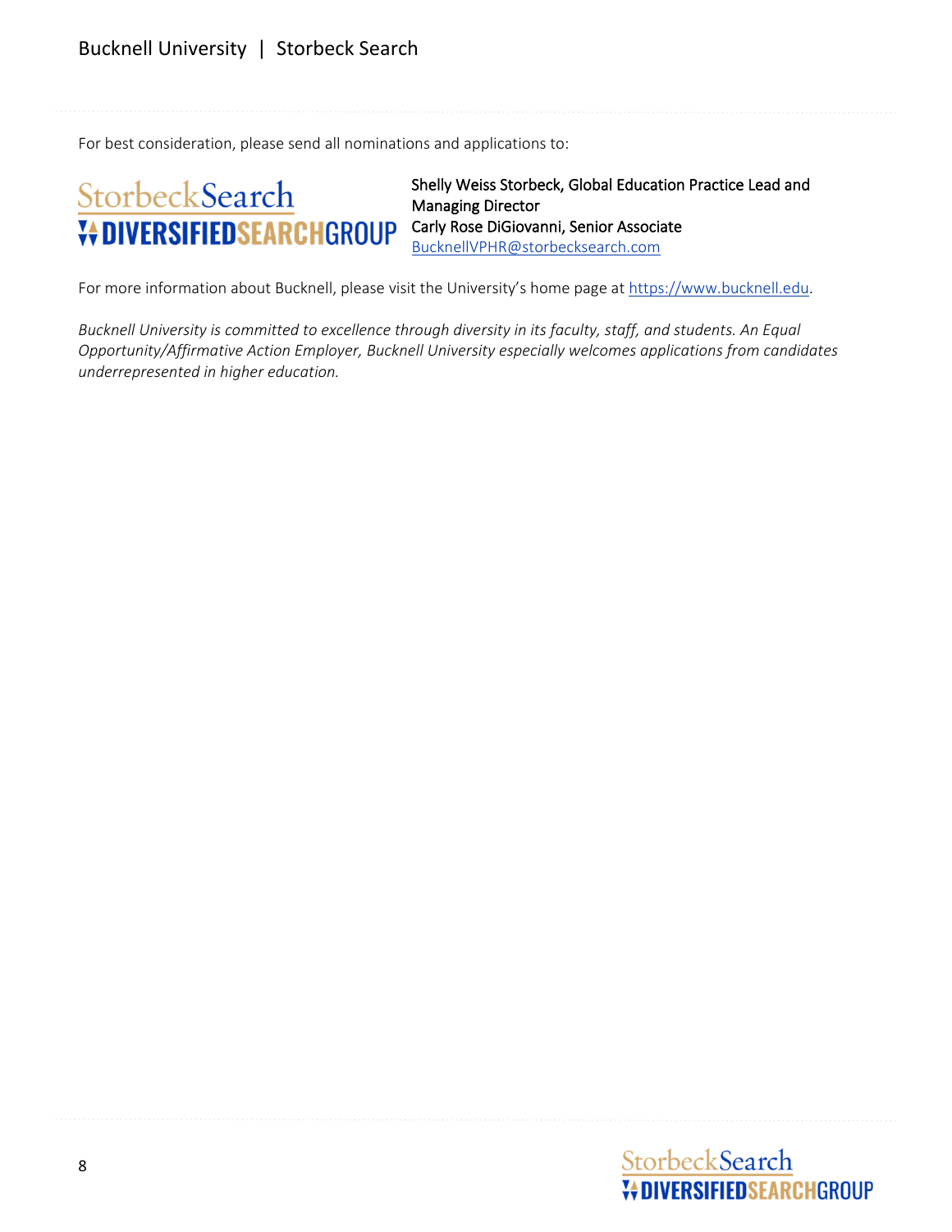For best consideration, please send all nominations and applications to:

StorbeckSearch
DIVERSIFIEDSEARCHGROUP

Shelly Weiss Storbeck, Global Education Practice Lead and Managing Director
Carly Rose DiGiovanni, Senior Associate
BucknellVPHR@storbecksearch.com

For more information about Bucknell, please visit the University's home page at https://www.bucknell.edu.

*Bucknell University is committed to excellence through diversity in its faculty, staff, and students. An Equal Opportunity/Affirmative Action Employer, Bucknell University especially welcomes applications from candidates underrepresented in higher education.*